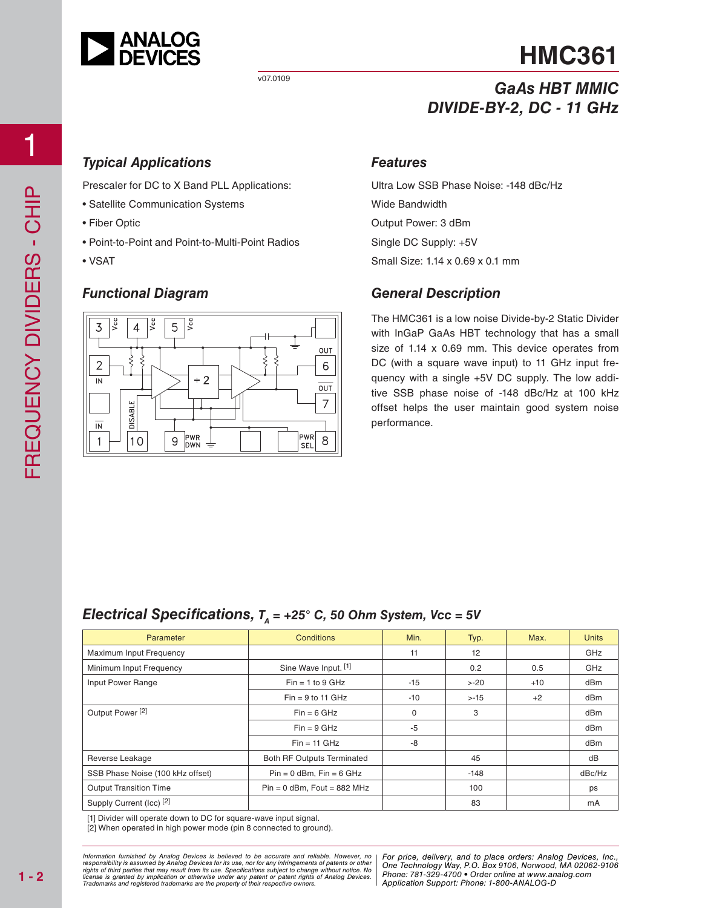# HMC361

v07.0109

## GaAs HBT MMIC DIVIDE-BY-2, DC - 11 GHz

### Typical Applications

Prescaler for DC to X Band PLL Applications:

- Satellite Communication Systems
- Fiber Optic
- Point-to-Point and Point-to-Multi-Point Radios
- VSAT

### Features

Ultra Low SSB Phase Noise: -148 dBc/Hz

Wide Bandwidth

Output Power: 3 dBm

Single DC Supply: +5V

Small Size: 1.14 x 0.69 x 0.1 mm

### Functional Diagram

### General Description

The HMC361 is a low noise Divide-by-2 Static Divider with InGaP GaAs HBT technology that has a small size of 1.14 x 0.69 mm. This device operates from DC (with a square wave input) to 11 GHz input frequency with a single +5V DC supply. The low additive SSB phase noise of -148 dBc/Hz at 100 kHz offset helps the user maintain good system noise performance.

### Electrical Specifications, $T_A$ = +25° C, 50 Ohm System, Vcc = 5V

| Parameter | Conditions | Min. | Typ. | Max. | Units |
|---|---|---|---|---|---|
| Maximum Input Frequency | | 11 | 12 | | GHz |
| Minimum Input Frequency | Sine Wave Input. [1] | | 0.2 | 0.5 | GHz |
| Input Power Range | Fin = 1 to 9 GHz | -15 | >-20 | +10 | dBm |
| | Fin = 9 to 11 GHz | -10 | >-15 | +2 | dBm |
| Output Power [2] | Fin = 6 GHz | 0 | 3 | | dBm |
| | Fin = 9 GHz | -5 | | | dBm |
| | Fin = 11 GHz | -8 | | | dBm |
| Reverse Leakage | Both RF Outputs Terminated | | 45 | | dB |
| SSB Phase Noise (100 kHz offset) | Pin = 0 dBm, Fin = 6 GHz | | -148 | | dBc/Hz |
| Output Transition Time | Pin = 0 dBm, Fout = 882 MHz | | 100 | | ps |
| Supply Current (Icc) [2] | | | 83 | | mA |

[1] Divider will operate down to DC for square-wave input signal.
[2] When operated in high power mode (pin 8 connected to ground).

Information furnished by Analog Devices is believed to be accurate and reliable. However, no responsibility is assumed by Analog Devices for its use, nor for any infringements of patents or other rights of third parties that may result from its use. Specifications subject to change without notice. No license is granted by implication or otherwise under any patent or patent rights of Analog Devices. Trademarks and registered trademarks are the property of their respective owners.

For price, delivery, and to place orders: Analog Devices, Inc., One Technology Way, P.O. Box 9106, Norwood, MA 02062-9106
Phone: 781-329-4700 • Order online at www.analog.com
Application Support: Phone: 1-800-ANALOG-D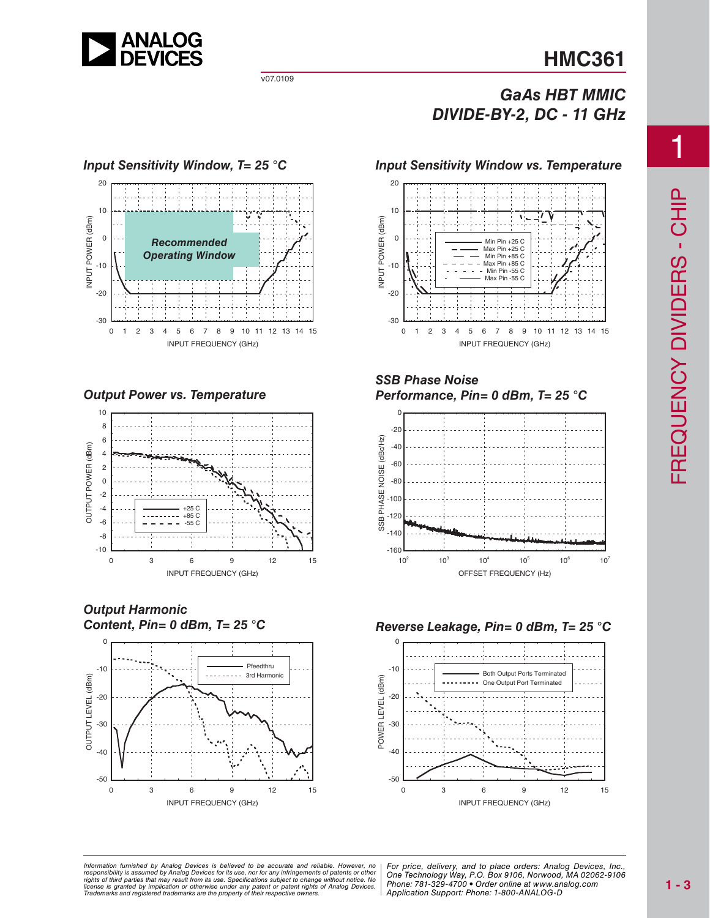# HMC361

## GaAs HBT MMIC DIVIDE-BY-2, DC - 11 GHz

### Input Sensitivity Window, T= 25 °C

Recommended Operating Window

INPUT POWER (dBm) vs. INPUT FREQUENCY (GHz)

### Input Sensitivity Window vs. Temperature

Min Pin +25 C
Max Pin +25 C
Min Pin +85 C
Max Pin +85 C
Min Pin -55 C
Max Pin -55 C

INPUT POWER (dBm) vs. INPUT FREQUENCY (GHz)

### Output Power vs. Temperature

+25 C
+85 C
-55 C

OUTPUT POWER (dBm) vs. INPUT FREQUENCY (GHz)

### SSB Phase Noise Performance, Pin= 0 dBm, T= 25 °C

SSB PHASE NOISE (dBc/Hz) vs. OFFSET FREQUENCY (Hz)

### Output Harmonic Content, Pin= 0 dBm, T= 25 °C

Pfeedthru
3rd Harmonic

OUTPUT LEVEL (dBm) vs. INPUT FREQUENCY (GHz)

### Reverse Leakage, Pin= 0 dBm, T= 25 °C

Both Output Ports Terminated
One Output Port Terminated

POWER LEVEL (dBm) vs. INPUT FREQUENCY (GHz)

*Information furnished by Analog Devices is believed to be accurate and reliable. However, no responsibility is assumed by Analog Devices for its use, nor for any infringements of patents or other rights of third parties that may result from its use. Specifications subject to change without notice. No license is granted by implication or otherwise under any patent or patent rights of Analog Devices. Trademarks and registered trademarks are the property of their respective owners.*

*For price, delivery, and to place orders: Analog Devices, Inc., One Technology Way, P.O. Box 9106, Norwood, MA 02062-9106 Phone: 781-329-4700 • Order online at www.analog.com Application Support: Phone: 1-800-ANALOG-D*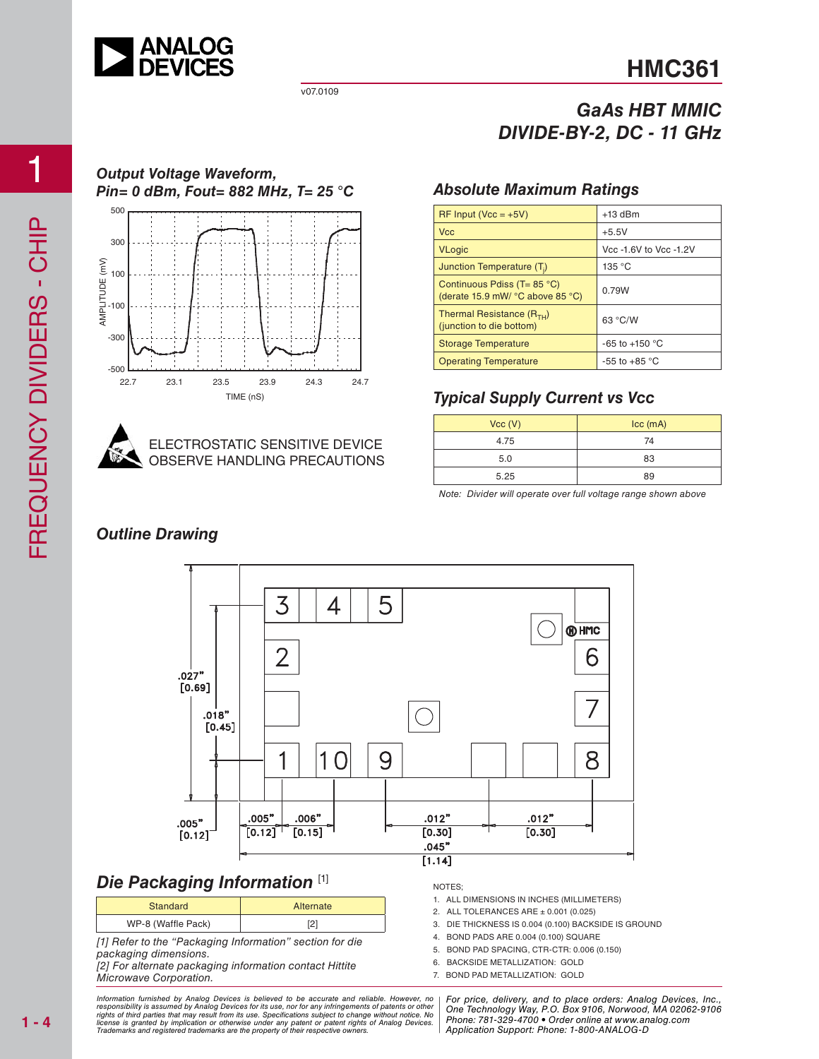# HMC361

v07.0109

## GaAs HBT MMIC DIVIDE-BY-2, DC - 11 GHz

### Output Voltage Waveform, Pin= 0 dBm, Fout= 882 MHz, T= 25 °C

ELECTROSTATIC SENSITIVE DEVICE
OBSERVE HANDLING PRECAUTIONS

### Absolute Maximum Ratings

| | |
|---|---|
| RF Input (Vcc = +5V) | +13 dBm |
| Vcc | +5.5V |
| VLogic | Vcc -1.6V to Vcc -1.2V |
| Junction Temperature ($T_j$) | 135 °C |
| Continuous Pdiss (T= 85 °C) (derate 15.9 mW/ °C above 85 °C) | 0.79W |
| Thermal Resistance ($R_{TH}$) (junction to die bottom) | 63 °C/W |
| Storage Temperature | -65 to +150 °C |
| Operating Temperature | -55 to +85 °C |

### Typical Supply Current vs Vcc

| Vcc (V) | Icc (mA) |
|---|---|
| 4.75 | 74 |
| 5.0 | 83 |
| 5.25 | 89 |

*Note: Divider will operate over full voltage range shown above*

### Outline Drawing

NOTES;

1. ALL DIMENSIONS IN INCHES (MILLIMETERS)
2. ALL TOLERANCES ARE ± 0.001 (0.025)
3. DIE THICKNESS IS 0.004 (0.100) BACKSIDE IS GROUND
4. BOND PADS ARE 0.004 (0.100) SQUARE
5. BOND PAD SPACING, CTR-CTR: 0.006 (0.150)
6. BACKSIDE METALLIZATION: GOLD
7. BOND PAD METALLIZATION: GOLD

## Die Packaging Information [1]

| Standard | Alternate |
|---|---|
| WP-8 (Waffle Pack) | [2] |

*[1] Refer to the "Packaging Information" section for die packaging dimensions.*
*[2] For alternate packaging information contact Hittite Microwave Corporation.*

*Information furnished by Analog Devices is believed to be accurate and reliable. However, no responsibility is assumed by Analog Devices for its use, nor for any infringements of patents or other rights of third parties that may result from its use. Specifications subject to change without notice. No license is granted by implication or otherwise under any patent or patent rights of Analog Devices. Trademarks and registered trademarks are the property of their respective owners.*

*For price, delivery, and to place orders: Analog Devices, Inc., One Technology Way, P.O. Box 9106, Norwood, MA 02062-9106 Phone: 781-329-4700 • Order online at www.analog.com Application Support: Phone: 1-800-ANALOG-D*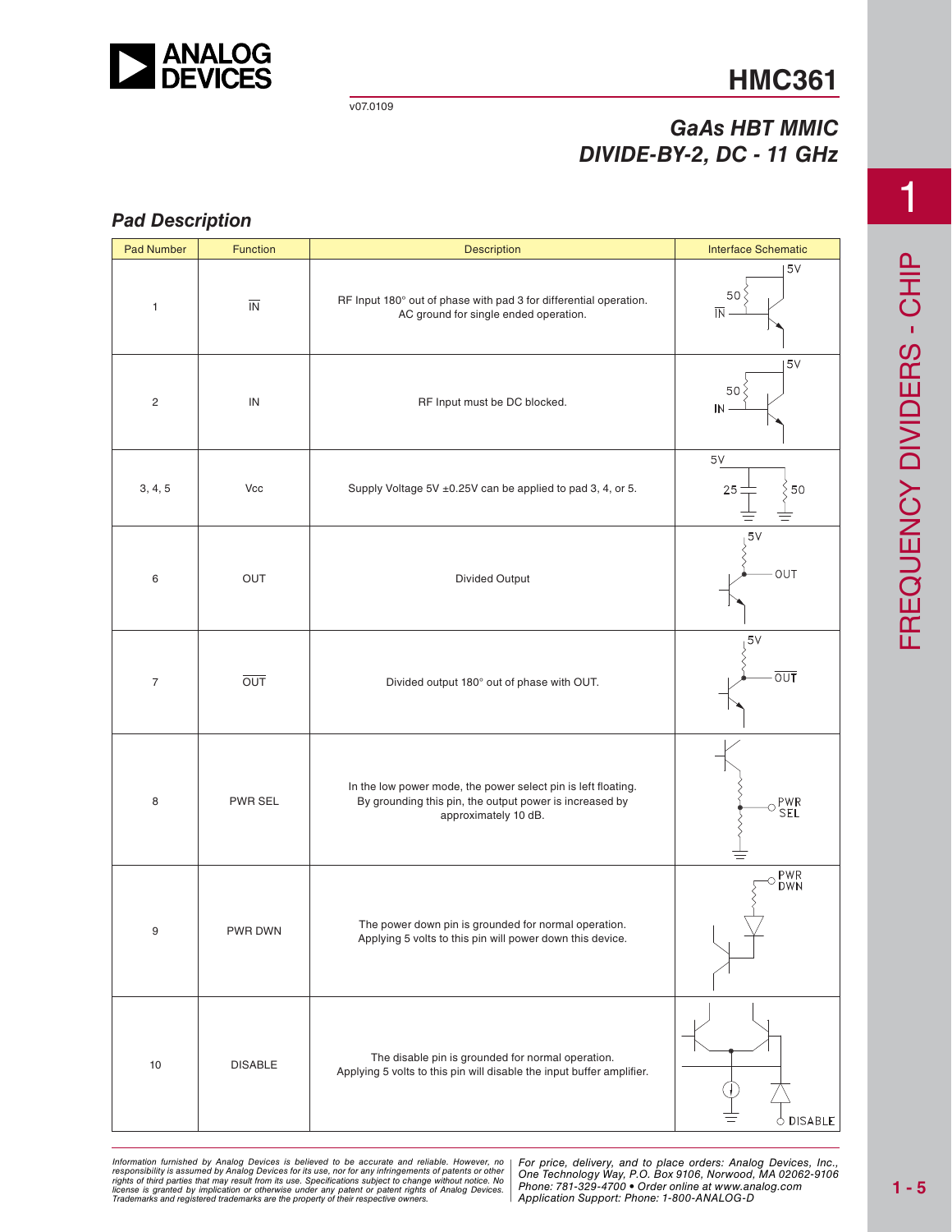# HMC361

## GaAs HBT MMIC DIVIDE-BY-2, DC - 11 GHz

v07.0109

### Pad Description

| Pad Number | Function | Description | Interface Schematic |
|---|---|---|---|
| 1 | $\overline{IN}$ | RF Input 180° out of phase with pad 3 for differential operation. AC ground for single ended operation. | |
| 2 | IN | RF Input must be DC blocked. | |
| 3, 4, 5 | Vcc | Supply Voltage 5V ±0.25V can be applied to pad 3, 4, or 5. | |
| 6 | OUT | Divided Output | |
| 7 | $\overline{OUT}$ | Divided output 180° out of phase with OUT. | |
| 8 | PWR SEL | In the low power mode, the power select pin is left floating. By grounding this pin, the output power is increased by approximately 10 dB. | |
| 9 | PWR DWN | The power down pin is grounded for normal operation. Applying 5 volts to this pin will power down this device. | |
| 10 | DISABLE | The disable pin is grounded for normal operation. Applying 5 volts to this pin will disable the input buffer amplifier. | |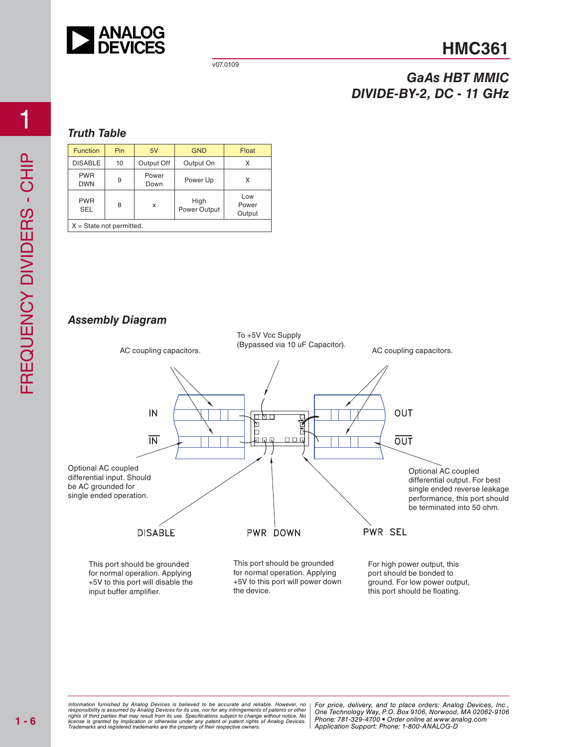# HMC361

v07.0109

## *GaAs HBT MMIC DIVIDE-BY-2, DC - 11 GHz*

### *Truth Table*

| Function | Pin | 5V | GND | Float |
|---|---|---|---|---|
| DISABLE | 10 | Output Off | Output On | X |
| PWR DWN | 9 | Power Down | Power Up | X |
| PWR SEL | 8 | x | High Power Output | Low Power Output |
| X = State not permitted. | | | | |

### *Assembly Diagram*

To +5V Vcc Supply (Bypassed via 10 uF Capacitor).

AC coupling capacitors.

AC coupling capacitors.

IN

$\overline{IN}$

OUT

$\overline{OUT}$

Optional AC coupled differential input. Should be AC grounded for single ended operation.

Optional AC coupled differential output. For best single ended reverse leakage performance, this port should be terminated into 50 ohm.

DISABLE

This port should be grounded for normal operation. Applying +5V to this port will disable the input buffer amplifier.

PWR DOWN

This port should be grounded for normal operation. Applying +5V to this port will power down the device.

PWR SEL

For high power output, this port should be bonded to ground. For low power output, this port should be floating.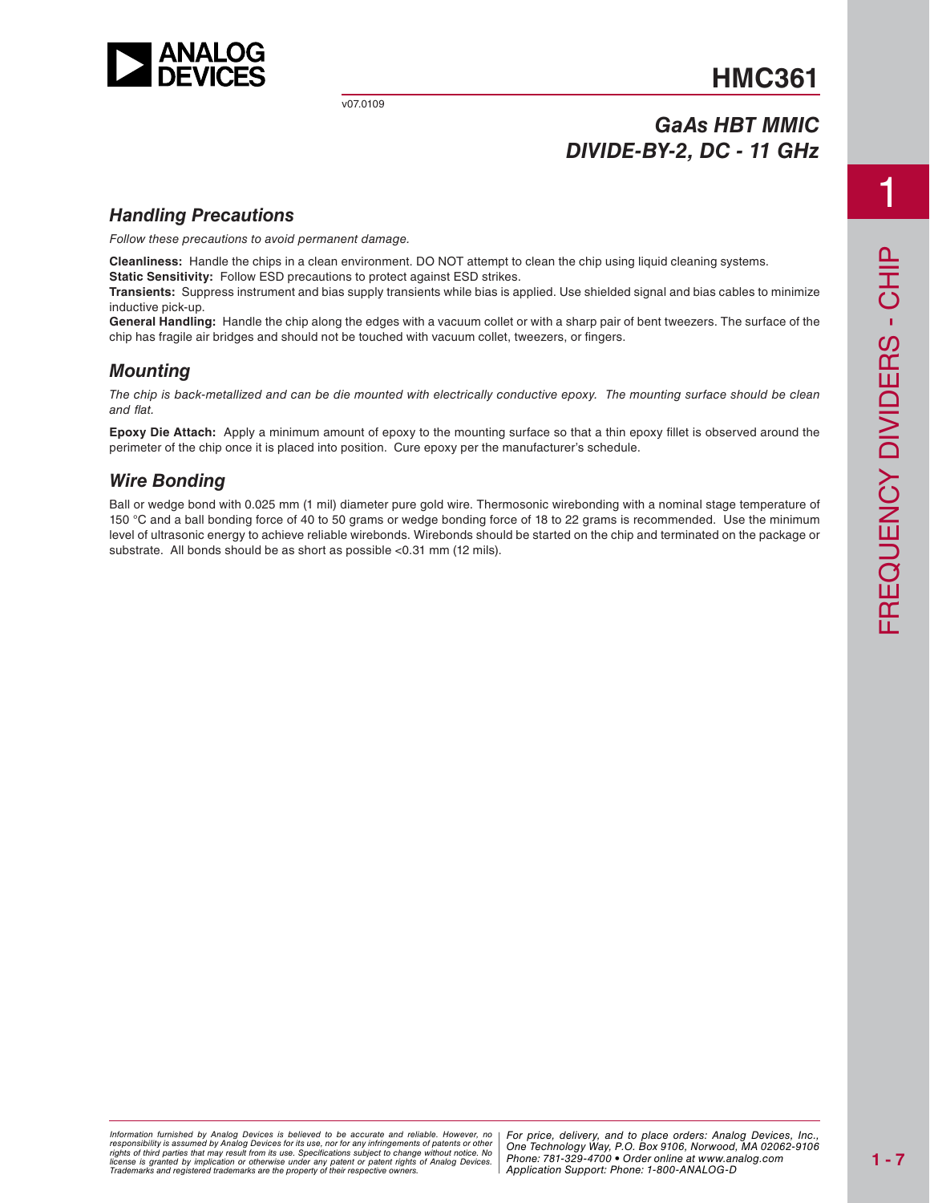## Handling Precautions

*Follow these precautions to avoid permanent damage.*

**Cleanliness:** Handle the chips in a clean environment. DO NOT attempt to clean the chip using liquid cleaning systems.
**Static Sensitivity:** Follow ESD precautions to protect against ESD strikes.
**Transients:** Suppress instrument and bias supply transients while bias is applied. Use shielded signal and bias cables to minimize inductive pick-up.
**General Handling:** Handle the chip along the edges with a vacuum collet or with a sharp pair of bent tweezers. The surface of the chip has fragile air bridges and should not be touched with vacuum collet, tweezers, or fingers.

## Mounting

*The chip is back-metallized and can be die mounted with electrically conductive epoxy. The mounting surface should be clean and flat.*

**Epoxy Die Attach:** Apply a minimum amount of epoxy to the mounting surface so that a thin epoxy fillet is observed around the perimeter of the chip once it is placed into position. Cure epoxy per the manufacturer's schedule.

## Wire Bonding

Ball or wedge bond with 0.025 mm (1 mil) diameter pure gold wire. Thermosonic wirebonding with a nominal stage temperature of 150 °C and a ball bonding force of 40 to 50 grams or wedge bonding force of 18 to 22 grams is recommended. Use the minimum level of ultrasonic energy to achieve reliable wirebonds. Wirebonds should be started on the chip and terminated on the package or substrate. All bonds should be as short as possible <0.31 mm (12 mils).